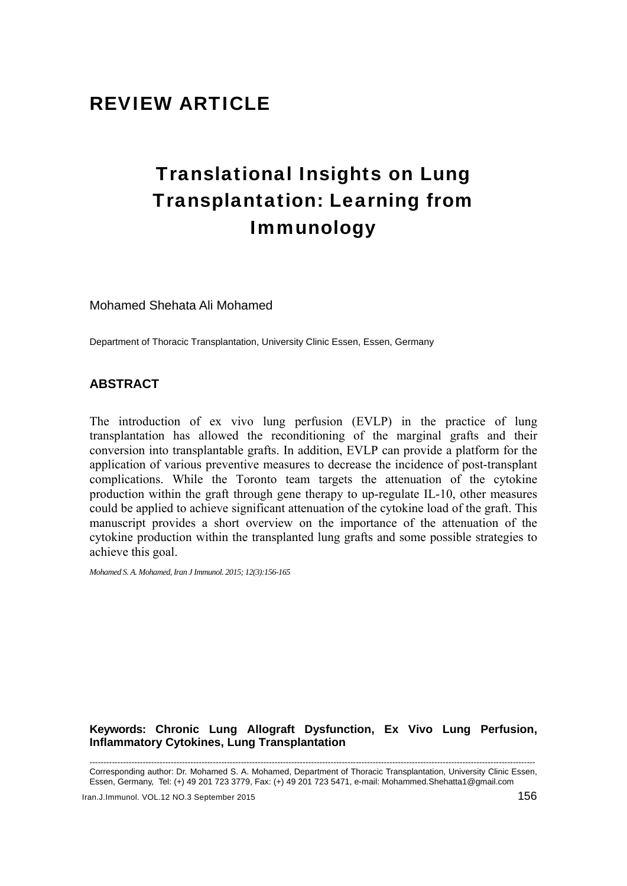## REVIEW ARTICLE

# Translational Insights on Lung Transplantation: Learning from Immunology

Mohamed Shehata Ali Mohamed

Department of Thoracic Transplantation, University Clinic Essen, Essen, Germany

### ABSTRACT

The introduction of ex vivo lung perfusion (EVLP) in the practice of lung transplantation has allowed the reconditioning of the marginal grafts and their conversion into transplantable grafts. In addition, EVLP can provide a platform for the application of various preventive measures to decrease the incidence of post-transplant complications. While the Toronto team targets the attenuation of the cytokine production within the graft through gene therapy to up-regulate IL-10, other measures could be applied to achieve significant attenuation of the cytokine load of the graft. This manuscript provides a short overview on the importance of the attenuation of the cytokine production within the transplanted lung grafts and some possible strategies to achieve this goal.

*Mohamed S. A. Mohamed, Iran J Immunol. 2015; 12(3):156-165*

**Keywords: Chronic Lung Allograft Dysfunction, Ex Vivo Lung Perfusion, Inflammatory Cytokines, Lung Transplantation**

---

Corresponding author: Dr. Mohamed S. A. Mohamed, Department of Thoracic Transplantation, University Clinic Essen, Essen, Germany, Tel: (+) 49 201 723 3779, Fax: (+) 49 201 723 5471, e-mail: Mohammed.Shehatta1@gmail.com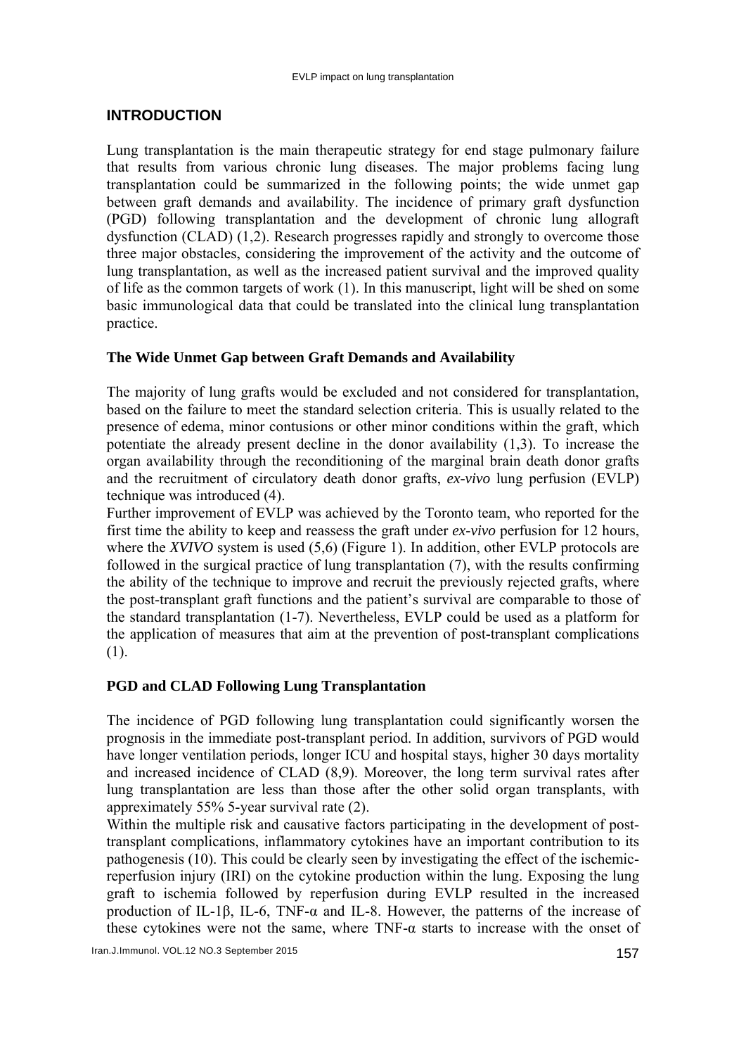## INTRODUCTION

Lung transplantation is the main therapeutic strategy for end stage pulmonary failure that results from various chronic lung diseases. The major problems facing lung transplantation could be summarized in the following points; the wide unmet gap between graft demands and availability. The incidence of primary graft dysfunction (PGD) following transplantation and the development of chronic lung allograft dysfunction (CLAD) (1,2). Research progresses rapidly and strongly to overcome those three major obstacles, considering the improvement of the activity and the outcome of lung transplantation, as well as the increased patient survival and the improved quality of life as the common targets of work (1). In this manuscript, light will be shed on some basic immunological data that could be translated into the clinical lung transplantation practice.

### The Wide Unmet Gap between Graft Demands and Availability

The majority of lung grafts would be excluded and not considered for transplantation, based on the failure to meet the standard selection criteria. This is usually related to the presence of edema, minor contusions or other minor conditions within the graft, which potentiate the already present decline in the donor availability (1,3). To increase the organ availability through the reconditioning of the marginal brain death donor grafts and the recruitment of circulatory death donor grafts, *ex-vivo* lung perfusion (EVLP) technique was introduced (4).

Further improvement of EVLP was achieved by the Toronto team, who reported for the first time the ability to keep and reassess the graft under *ex-vivo* perfusion for 12 hours, where the *XVIVO* system is used (5,6) (Figure 1). In addition, other EVLP protocols are followed in the surgical practice of lung transplantation (7), with the results confirming the ability of the technique to improve and recruit the previously rejected grafts, where the post-transplant graft functions and the patient's survival are comparable to those of the standard transplantation (1-7). Nevertheless, EVLP could be used as a platform for the application of measures that aim at the prevention of post-transplant complications (1).

### PGD and CLAD Following Lung Transplantation

The incidence of PGD following lung transplantation could significantly worsen the prognosis in the immediate post-transplant period. In addition, survivors of PGD would have longer ventilation periods, longer ICU and hospital stays, higher 30 days mortality and increased incidence of CLAD (8,9). Moreover, the long term survival rates after lung transplantation are less than those after the other solid organ transplants, with appreximately 55% 5-year survival rate (2).

Within the multiple risk and causative factors participating in the development of post-transplant complications, inflammatory cytokines have an important contribution to its pathogenesis (10). This could be clearly seen by investigating the effect of the ischemic-reperfusion injury (IRI) on the cytokine production within the lung. Exposing the lung graft to ischemia followed by reperfusion during EVLP resulted in the increased production of IL-1β, IL-6, TNF-α and IL-8. However, the patterns of the increase of these cytokines were not the same, where TNF-α starts to increase with the onset of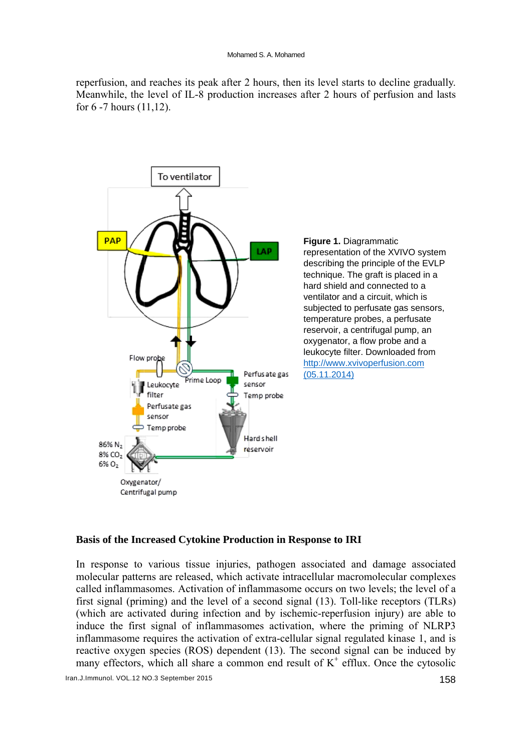reperfusion, and reaches its peak after 2 hours, then its level starts to decline gradually. Meanwhile, the level of IL-8 production increases after 2 hours of perfusion and lasts for 6 -7 hours (11,12).

**Figure 1.** Diagrammatic representation of the XVIVO system describing the principle of the EVLP technique. The graft is placed in a hard shield and connected to a ventilator and a circuit, which is subjected to perfusate gas sensors, temperature probes, a perfusate reservoir, a centrifugal pump, an oxygenator, a flow probe and a leukocyte filter. Downloaded from [http://www.xvivoperfusion.com (05.11.2014)](http://www.xvivoperfusion.com)

### Basis of the Increased Cytokine Production in Response to IRI

In response to various tissue injuries, pathogen associated and damage associated molecular patterns are released, which activate intracellular macromolecular complexes called inflammasomes. Activation of inflammasome occurs on two levels; the level of a first signal (priming) and the level of a second signal (13). Toll-like receptors (TLRs) (which are activated during infection and by ischemic-reperfusion injury) are able to induce the first signal of inflammasomes activation, where the priming of NLRP3 inflammasome requires the activation of extra-cellular signal regulated kinase 1, and is reactive oxygen species (ROS) dependent (13). The second signal can be induced by many effectors, which all share a common end result of $K^+$ efflux. Once the cytosolic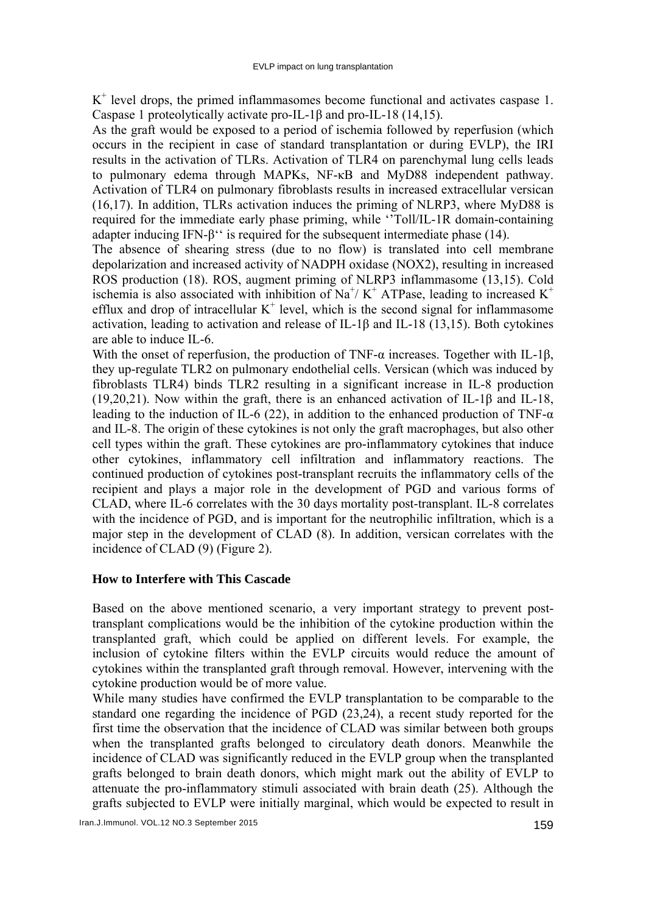$K^+$ level drops, the primed inflammasomes become functional and activates caspase 1. Caspase 1 proteolytically activate pro-IL-1β and pro-IL-18 (14,15).

As the graft would be exposed to a period of ischemia followed by reperfusion (which occurs in the recipient in case of standard transplantation or during EVLP), the IRI results in the activation of TLRs. Activation of TLR4 on parenchymal lung cells leads to pulmonary edema through MAPKs, NF-κB and MyD88 independent pathway. Activation of TLR4 on pulmonary fibroblasts results in increased extracellular versican (16,17). In addition, TLRs activation induces the priming of NLRP3, where MyD88 is required for the immediate early phase priming, while ''Toll/IL-1R domain-containing adapter inducing IFN-β'' is required for the subsequent intermediate phase (14).

The absence of shearing stress (due to no flow) is translated into cell membrane depolarization and increased activity of NADPH oxidase (NOX2), resulting in increased ROS production (18). ROS, augment priming of NLRP3 inflammasome (13,15). Cold ischemia is also associated with inhibition of $Na^+$/ $K^+$ ATPase, leading to increased $K^+$ efflux and drop of intracellular $K^+$ level, which is the second signal for inflammasome activation, leading to activation and release of IL-1β and IL-18 (13,15). Both cytokines are able to induce IL-6.

With the onset of reperfusion, the production of TNF-α increases. Together with IL-1β, they up-regulate TLR2 on pulmonary endothelial cells. Versican (which was induced by fibroblasts TLR4) binds TLR2 resulting in a significant increase in IL-8 production (19,20,21). Now within the graft, there is an enhanced activation of IL-1β and IL-18, leading to the induction of IL-6 (22), in addition to the enhanced production of TNF-α and IL-8. The origin of these cytokines is not only the graft macrophages, but also other cell types within the graft. These cytokines are pro-inflammatory cytokines that induce other cytokines, inflammatory cell infiltration and inflammatory reactions. The continued production of cytokines post-transplant recruits the inflammatory cells of the recipient and plays a major role in the development of PGD and various forms of CLAD, where IL-6 correlates with the 30 days mortality post-transplant. IL-8 correlates with the incidence of PGD, and is important for the neutrophilic infiltration, which is a major step in the development of CLAD (8). In addition, versican correlates with the incidence of CLAD (9) (Figure 2).

### How to Interfere with This Cascade

Based on the above mentioned scenario, a very important strategy to prevent post-transplant complications would be the inhibition of the cytokine production within the transplanted graft, which could be applied on different levels. For example, the inclusion of cytokine filters within the EVLP circuits would reduce the amount of cytokines within the transplanted graft through removal. However, intervening with the cytokine production would be of more value.

While many studies have confirmed the EVLP transplantation to be comparable to the standard one regarding the incidence of PGD (23,24), a recent study reported for the first time the observation that the incidence of CLAD was similar between both groups when the transplanted grafts belonged to circulatory death donors. Meanwhile the incidence of CLAD was significantly reduced in the EVLP group when the transplanted grafts belonged to brain death donors, which might mark out the ability of EVLP to attenuate the pro-inflammatory stimuli associated with brain death (25). Although the grafts subjected to EVLP were initially marginal, which would be expected to result in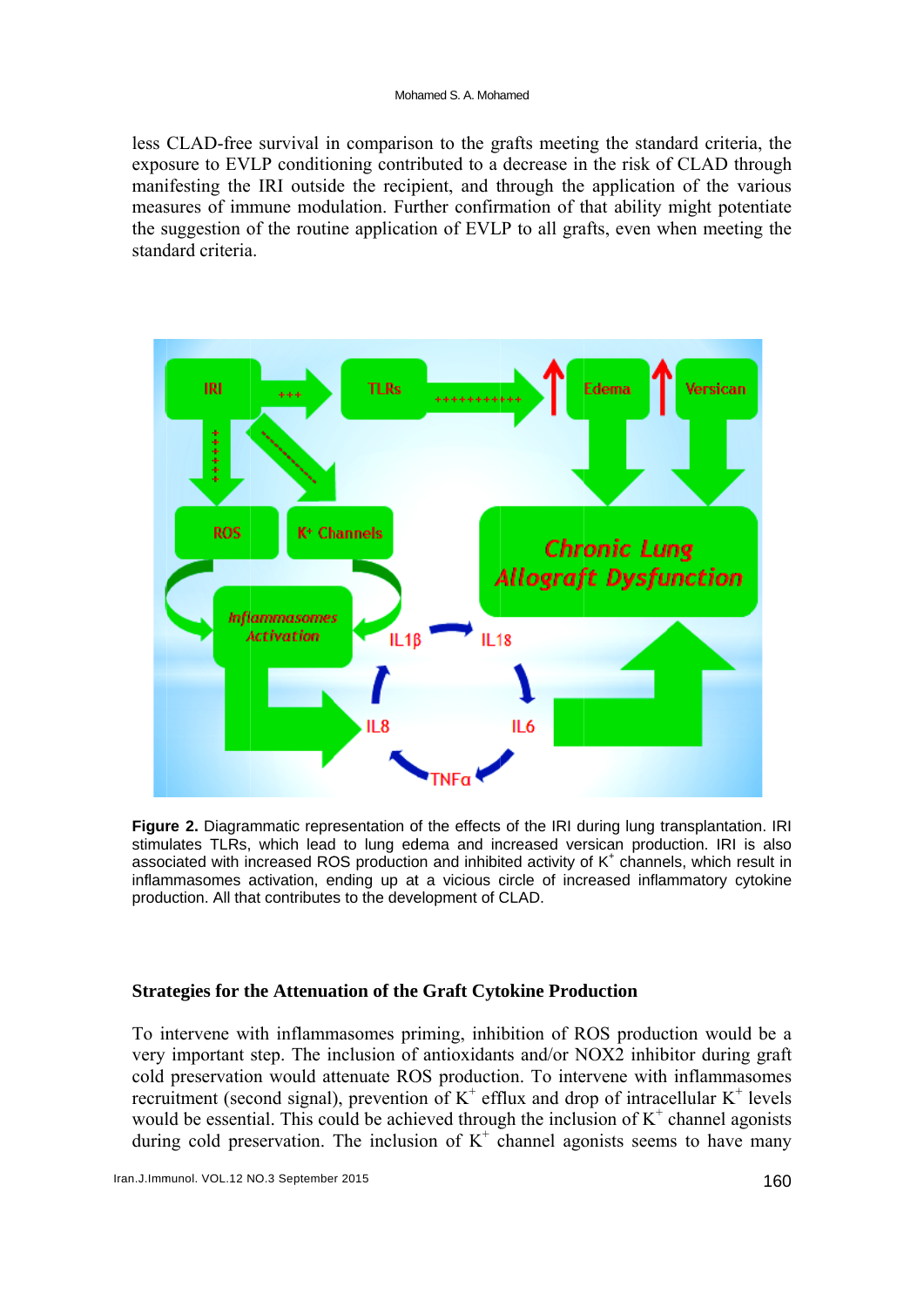less CLAD-free survival in comparison to the grafts meeting the standard criteria, the exposure to EVLP conditioning contributed to a decrease in the risk of CLAD through manifesting the IRI outside the recipient, and through the application of the various measures of immune modulation. Further confirmation of that ability might potentiate the suggestion of the routine application of EVLP to all grafts, even when meeting the standard criteria.

**Figure 2.** Diagrammatic representation of the effects of the IRI during lung transplantation. IRI stimulates TLRs, which lead to lung edema and increased versican production. IRI is also associated with increased ROS production and inhibited activity of $K^+$ channels, which result in inflammasomes activation, ending up at a vicious circle of increased inflammatory cytokine production. All that contributes to the development of CLAD.

### Strategies for the Attenuation of the Graft Cytokine Production

To intervene with inflammasomes priming, inhibition of ROS production would be a very important step. The inclusion of antioxidants and/or NOX2 inhibitor during graft cold preservation would attenuate ROS production. To intervene with inflammasomes recruitment (second signal), prevention of $K^+$ efflux and drop of intracellular $K^+$ levels would be essential. This could be achieved through the inclusion of $K^+$ channel agonists during cold preservation. The inclusion of $K^+$ channel agonists seems to have many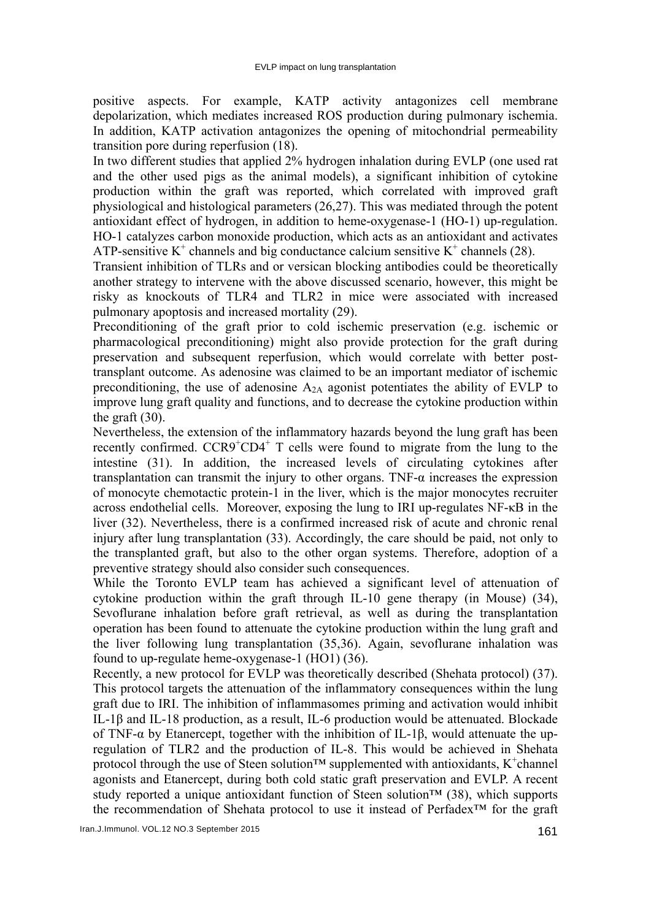positive aspects. For example, KATP activity antagonizes cell membrane depolarization, which mediates increased ROS production during pulmonary ischemia. In addition, KATP activation antagonizes the opening of mitochondrial permeability transition pore during reperfusion (18).

In two different studies that applied 2% hydrogen inhalation during EVLP (one used rat and the other used pigs as the animal models), a significant inhibition of cytokine production within the graft was reported, which correlated with improved graft physiological and histological parameters (26,27). This was mediated through the potent antioxidant effect of hydrogen, in addition to heme-oxygenase-1 (HO-1) up-regulation. HO-1 catalyzes carbon monoxide production, which acts as an antioxidant and activates ATP-sensitive $K^+$ channels and big conductance calcium sensitive $K^+$ channels (28).

Transient inhibition of TLRs and or versican blocking antibodies could be theoretically another strategy to intervene with the above discussed scenario, however, this might be risky as knockouts of TLR4 and TLR2 in mice were associated with increased pulmonary apoptosis and increased mortality (29).

Preconditioning of the graft prior to cold ischemic preservation (e.g. ischemic or pharmacological preconditioning) might also provide protection for the graft during preservation and subsequent reperfusion, which would correlate with better post-transplant outcome. As adenosine was claimed to be an important mediator of ischemic preconditioning, the use of adenosine $A_{2A}$ agonist potentiates the ability of EVLP to improve lung graft quality and functions, and to decrease the cytokine production within the graft (30).

Nevertheless, the extension of the inflammatory hazards beyond the lung graft has been recently confirmed. $CCR9^+CD4^+$ T cells were found to migrate from the lung to the intestine (31). In addition, the increased levels of circulating cytokines after transplantation can transmit the injury to other organs. TNF-α increases the expression of monocyte chemotactic protein-1 in the liver, which is the major monocytes recruiter across endothelial cells. Moreover, exposing the lung to IRI up-regulates NF-κB in the liver (32). Nevertheless, there is a confirmed increased risk of acute and chronic renal injury after lung transplantation (33). Accordingly, the care should be paid, not only to the transplanted graft, but also to the other organ systems. Therefore, adoption of a preventive strategy should also consider such consequences.

While the Toronto EVLP team has achieved a significant level of attenuation of cytokine production within the graft through IL-10 gene therapy (in Mouse) (34), Sevoflurane inhalation before graft retrieval, as well as during the transplantation operation has been found to attenuate the cytokine production within the lung graft and the liver following lung transplantation (35,36). Again, sevoflurane inhalation was found to up-regulate heme-oxygenase-1 (HO1) (36).

Recently, a new protocol for EVLP was theoretically described (Shehata protocol) (37). This protocol targets the attenuation of the inflammatory consequences within the lung graft due to IRI. The inhibition of inflammasomes priming and activation would inhibit IL-1β and IL-18 production, as a result, IL-6 production would be attenuated. Blockade of TNF-α by Etanercept, together with the inhibition of IL-1β, would attenuate the up-regulation of TLR2 and the production of IL-8. This would be achieved in Shehata protocol through the use of Steen solution™ supplemented with antioxidants, $K^+$channel agonists and Etanercept, during both cold static graft preservation and EVLP. A recent study reported a unique antioxidant function of Steen solution™ (38), which supports the recommendation of Shehata protocol to use it instead of Perfadex™ for the graft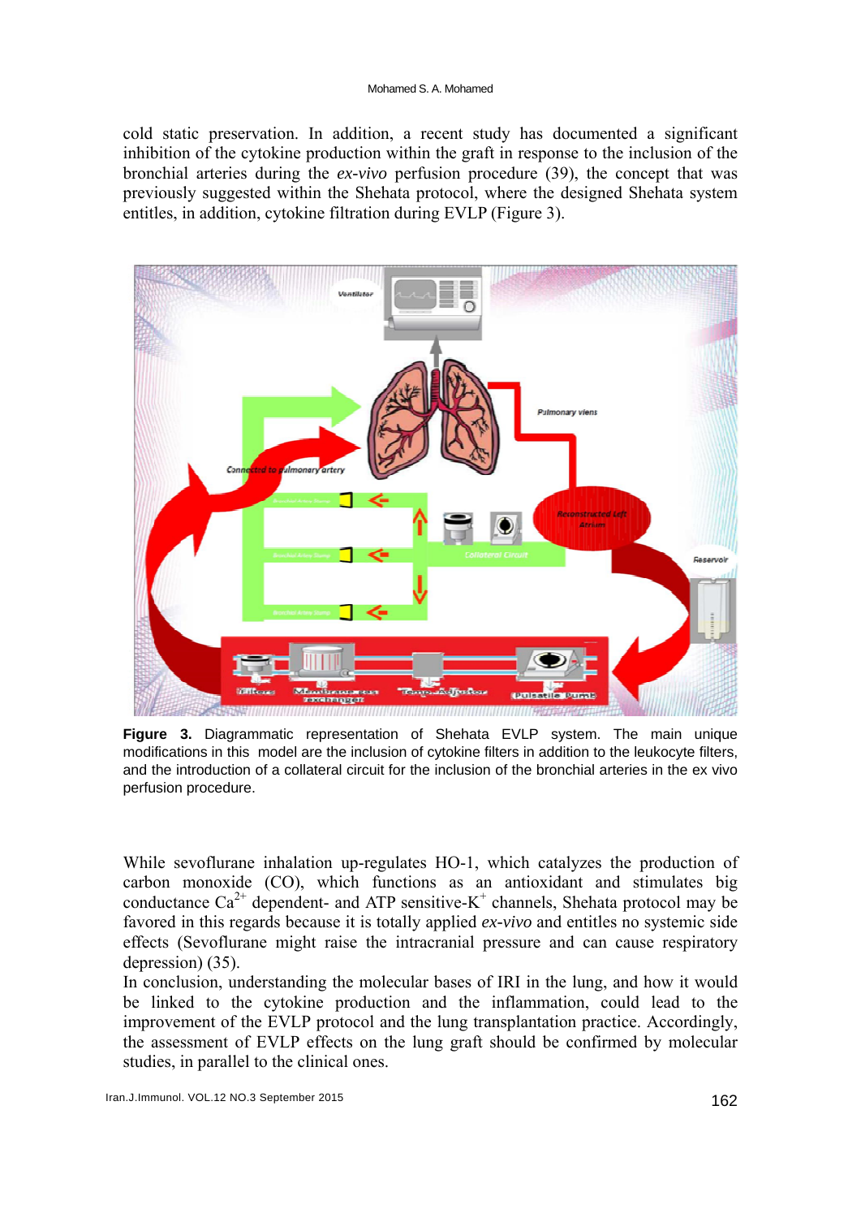cold static preservation. In addition, a recent study has documented a significant inhibition of the cytokine production within the graft in response to the inclusion of the bronchial arteries during the *ex-vivo* perfusion procedure (39), the concept that was previously suggested within the Shehata protocol, where the designed Shehata system entitles, in addition, cytokine filtration during EVLP (Figure 3).

**Figure 3.** Diagrammatic representation of Shehata EVLP system. The main unique modifications in this model are the inclusion of cytokine filters in addition to the leukocyte filters, and the introduction of a collateral circuit for the inclusion of the bronchial arteries in the ex vivo perfusion procedure.

While sevoflurane inhalation up-regulates HO-1, which catalyzes the production of carbon monoxide (CO), which functions as an antioxidant and stimulates big conductance $Ca^{2+}$ dependent- and ATP sensitive-$K^{+}$ channels, Shehata protocol may be favored in this regards because it is totally applied *ex-vivo* and entitles no systemic side effects (Sevoflurane might raise the intracranial pressure and can cause respiratory depression) (35).

In conclusion, understanding the molecular bases of IRI in the lung, and how it would be linked to the cytokine production and the inflammation, could lead to the improvement of the EVLP protocol and the lung transplantation practice. Accordingly, the assessment of EVLP effects on the lung graft should be confirmed by molecular studies, in parallel to the clinical ones.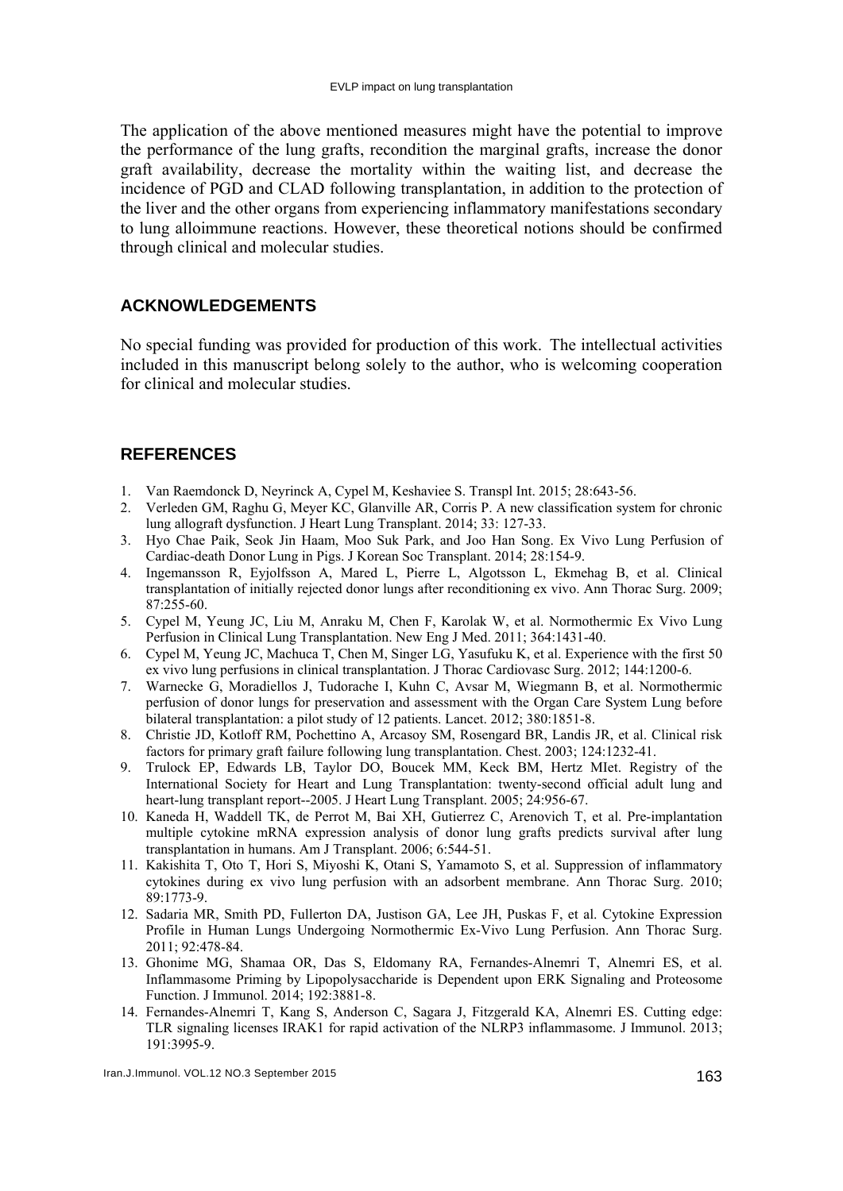The application of the above mentioned measures might have the potential to improve the performance of the lung grafts, recondition the marginal grafts, increase the donor graft availability, decrease the mortality within the waiting list, and decrease the incidence of PGD and CLAD following transplantation, in addition to the protection of the liver and the other organs from experiencing inflammatory manifestations secondary to lung alloimmune reactions. However, these theoretical notions should be confirmed through clinical and molecular studies.

## ACKNOWLEDGEMENTS

No special funding was provided for production of this work. The intellectual activities included in this manuscript belong solely to the author, who is welcoming cooperation for clinical and molecular studies.

## REFERENCES

1. Van Raemdonck D, Neyrinck A, Cypel M, Keshaviee S. Transpl Int. 2015; 28:643-56.
2. Verleden GM, Raghu G, Meyer KC, Glanville AR, Corris P. A new classification system for chronic lung allograft dysfunction. J Heart Lung Transplant. 2014; 33: 127-33.
3. Hyo Chae Paik, Seok Jin Haam, Moo Suk Park, and Joo Han Song. Ex Vivo Lung Perfusion of Cardiac-death Donor Lung in Pigs. J Korean Soc Transplant. 2014; 28:154-9.
4. Ingemansson R, Eyjolfsson A, Mared L, Pierre L, Algotsson L, Ekmehag B, et al. Clinical transplantation of initially rejected donor lungs after reconditioning ex vivo. Ann Thorac Surg. 2009; 87:255-60.
5. Cypel M, Yeung JC, Liu M, Anraku M, Chen F, Karolak W, et al. Normothermic Ex Vivo Lung Perfusion in Clinical Lung Transplantation. New Eng J Med. 2011; 364:1431-40.
6. Cypel M, Yeung JC, Machuca T, Chen M, Singer LG, Yasufuku K, et al. Experience with the first 50 ex vivo lung perfusions in clinical transplantation. J Thorac Cardiovasc Surg. 2012; 144:1200-6.
7. Warnecke G, Moradiellos J, Tudorache I, Kuhn C, Avsar M, Wiegmann B, et al. Normothermic perfusion of donor lungs for preservation and assessment with the Organ Care System Lung before bilateral transplantation: a pilot study of 12 patients. Lancet. 2012; 380:1851-8.
8. Christie JD, Kotloff RM, Pochettino A, Arcasoy SM, Rosengard BR, Landis JR, et al. Clinical risk factors for primary graft failure following lung transplantation. Chest. 2003; 124:1232-41.
9. Trulock EP, Edwards LB, Taylor DO, Boucek MM, Keck BM, Hertz MIet. Registry of the International Society for Heart and Lung Transplantation: twenty-second official adult lung and heart-lung transplant report--2005. J Heart Lung Transplant. 2005; 24:956-67.
10. Kaneda H, Waddell TK, de Perrot M, Bai XH, Gutierrez C, Arenovich T, et al. Pre-implantation multiple cytokine mRNA expression analysis of donor lung grafts predicts survival after lung transplantation in humans. Am J Transplant. 2006; 6:544-51.
11. Kakishita T, Oto T, Hori S, Miyoshi K, Otani S, Yamamoto S, et al. Suppression of inflammatory cytokines during ex vivo lung perfusion with an adsorbent membrane. Ann Thorac Surg. 2010; 89:1773-9.
12. Sadaria MR, Smith PD, Fullerton DA, Justison GA, Lee JH, Puskas F, et al. Cytokine Expression Profile in Human Lungs Undergoing Normothermic Ex-Vivo Lung Perfusion. Ann Thorac Surg. 2011; 92:478-84.
13. Ghonime MG, Shamaa OR, Das S, Eldomany RA, Fernandes-Alnemri T, Alnemri ES, et al. Inflammasome Priming by Lipopolysaccharide is Dependent upon ERK Signaling and Proteosome Function. J Immunol. 2014; 192:3881-8.
14. Fernandes-Alnemri T, Kang S, Anderson C, Sagara J, Fitzgerald KA, Alnemri ES. Cutting edge: TLR signaling licenses IRAK1 for rapid activation of the NLRP3 inflammasome. J Immunol. 2013; 191:3995-9.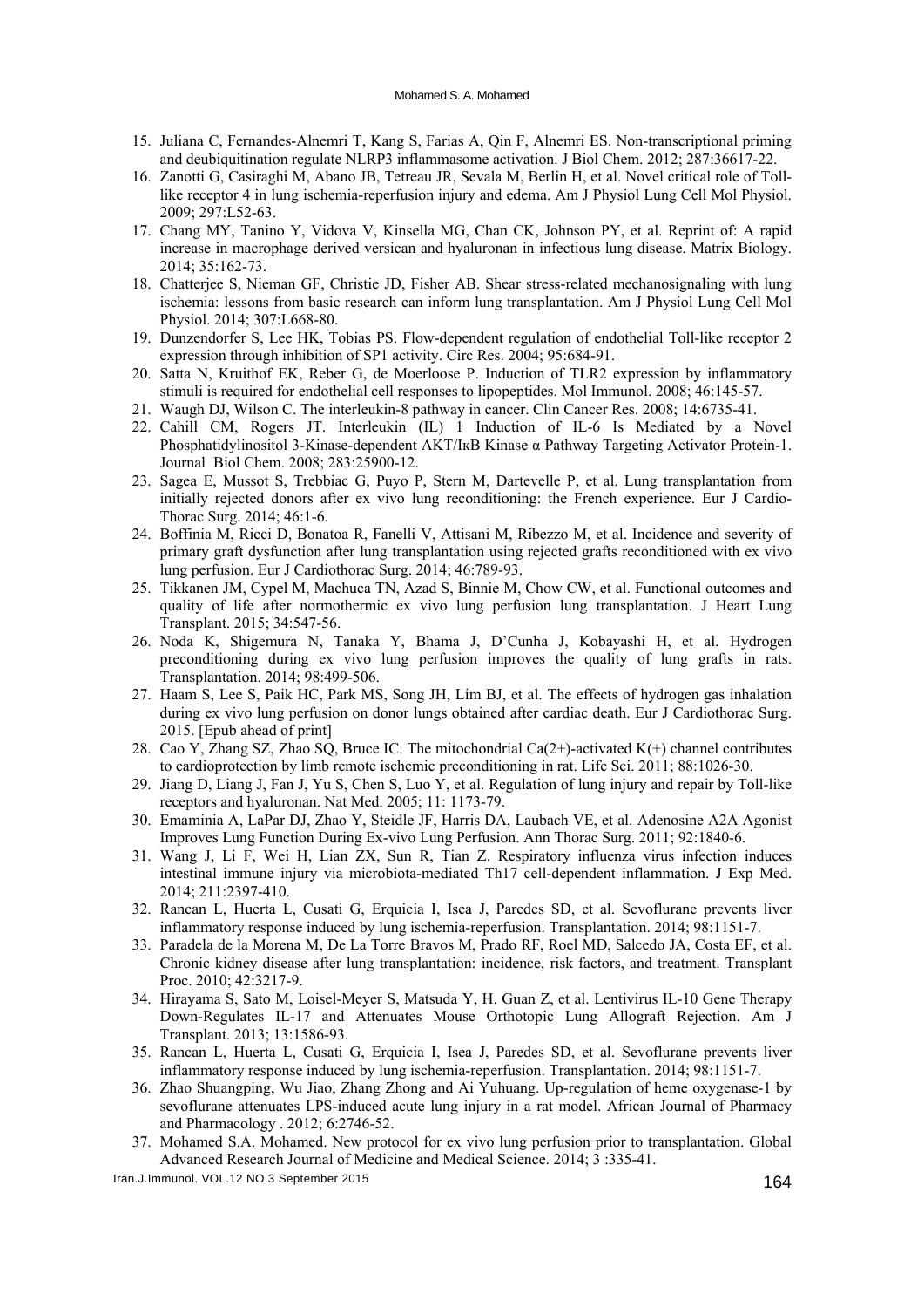15. Juliana C, Fernandes-Alnemri T, Kang S, Farias A, Qin F, Alnemri ES. Non-transcriptional priming and deubiquitination regulate NLRP3 inflammasome activation. J Biol Chem. 2012; 287:36617-22.
16. Zanotti G, Casiraghi M, Abano JB, Tetreau JR, Sevala M, Berlin H, et al. Novel critical role of Toll-like receptor 4 in lung ischemia-reperfusion injury and edema. Am J Physiol Lung Cell Mol Physiol. 2009; 297:L52-63.
17. Chang MY, Tanino Y, Vidova V, Kinsella MG, Chan CK, Johnson PY, et al. Reprint of: A rapid increase in macrophage derived versican and hyaluronan in infectious lung disease. Matrix Biology. 2014; 35:162-73.
18. Chatterjee S, Nieman GF, Christie JD, Fisher AB. Shear stress-related mechanosignaling with lung ischemia: lessons from basic research can inform lung transplantation. Am J Physiol Lung Cell Mol Physiol. 2014; 307:L668-80.
19. Dunzendorfer S, Lee HK, Tobias PS. Flow-dependent regulation of endothelial Toll-like receptor 2 expression through inhibition of SP1 activity. Circ Res. 2004; 95:684-91.
20. Satta N, Kruithof EK, Reber G, de Moerloose P. Induction of TLR2 expression by inflammatory stimuli is required for endothelial cell responses to lipopeptides. Mol Immunol. 2008; 46:145-57.
21. Waugh DJ, Wilson C. The interleukin-8 pathway in cancer. Clin Cancer Res. 2008; 14:6735-41.
22. Cahill CM, Rogers JT. Interleukin (IL) 1 Induction of IL-6 Is Mediated by a Novel Phosphatidylinositol 3-Kinase-dependent AKT/IκB Kinase α Pathway Targeting Activator Protein-1. Journal Biol Chem. 2008; 283:25900-12.
23. Sagea E, Mussot S, Trebbiac G, Puyo P, Stern M, Dartevelle P, et al. Lung transplantation from initially rejected donors after ex vivo lung reconditioning: the French experience. Eur J Cardio-Thorac Surg. 2014; 46:1-6.
24. Boffinia M, Ricci D, Bonatoa R, Fanelli V, Attisani M, Ribezzo M, et al. Incidence and severity of primary graft dysfunction after lung transplantation using rejected grafts reconditioned with ex vivo lung perfusion. Eur J Cardiothorac Surg. 2014; 46:789-93.
25. Tikkanen JM, Cypel M, Machuca TN, Azad S, Binnie M, Chow CW, et al. Functional outcomes and quality of life after normothermic ex vivo lung perfusion lung transplantation. J Heart Lung Transplant. 2015; 34:547-56.
26. Noda K, Shigemura N, Tanaka Y, Bhama J, D'Cunha J, Kobayashi H, et al. Hydrogen preconditioning during ex vivo lung perfusion improves the quality of lung grafts in rats. Transplantation. 2014; 98:499-506.
27. Haam S, Lee S, Paik HC, Park MS, Song JH, Lim BJ, et al. The effects of hydrogen gas inhalation during ex vivo lung perfusion on donor lungs obtained after cardiac death. Eur J Cardiothorac Surg. 2015. [Epub ahead of print]
28. Cao Y, Zhang SZ, Zhao SQ, Bruce IC. The mitochondrial Ca(2+)-activated K(+) channel contributes to cardioprotection by limb remote ischemic preconditioning in rat. Life Sci. 2011; 88:1026-30.
29. Jiang D, Liang J, Fan J, Yu S, Chen S, Luo Y, et al. Regulation of lung injury and repair by Toll-like receptors and hyaluronan. Nat Med. 2005; 11: 1173-79.
30. Emaminia A, LaPar DJ, Zhao Y, Steidle JF, Harris DA, Laubach VE, et al. Adenosine A2A Agonist Improves Lung Function During Ex-vivo Lung Perfusion. Ann Thorac Surg. 2011; 92:1840-6.
31. Wang J, Li F, Wei H, Lian ZX, Sun R, Tian Z. Respiratory influenza virus infection induces intestinal immune injury via microbiota-mediated Th17 cell-dependent inflammation. J Exp Med. 2014; 211:2397-410.
32. Rancan L, Huerta L, Cusati G, Erquicia I, Isea J, Paredes SD, et al. Sevoflurane prevents liver inflammatory response induced by lung ischemia-reperfusion. Transplantation. 2014; 98:1151-7.
33. Paradela de la Morena M, De La Torre Bravos M, Prado RF, Roel MD, Salcedo JA, Costa EF, et al. Chronic kidney disease after lung transplantation: incidence, risk factors, and treatment. Transplant Proc. 2010; 42:3217-9.
34. Hirayama S, Sato M, Loisel-Meyer S, Matsuda Y, H. Guan Z, et al. Lentivirus IL-10 Gene Therapy Down-Regulates IL-17 and Attenuates Mouse Orthotopic Lung Allograft Rejection. Am J Transplant. 2013; 13:1586-93.
35. Rancan L, Huerta L, Cusati G, Erquicia I, Isea J, Paredes SD, et al. Sevoflurane prevents liver inflammatory response induced by lung ischemia-reperfusion. Transplantation. 2014; 98:1151-7.
36. Zhao Shuangping, Wu Jiao, Zhang Zhong and Ai Yuhuang. Up-regulation of heme oxygenase-1 by sevoflurane attenuates LPS-induced acute lung injury in a rat model. African Journal of Pharmacy and Pharmacology . 2012; 6:2746-52.
37. Mohamed S.A. Mohamed. New protocol for ex vivo lung perfusion prior to transplantation. Global Advanced Research Journal of Medicine and Medical Science. 2014; 3 :335-41.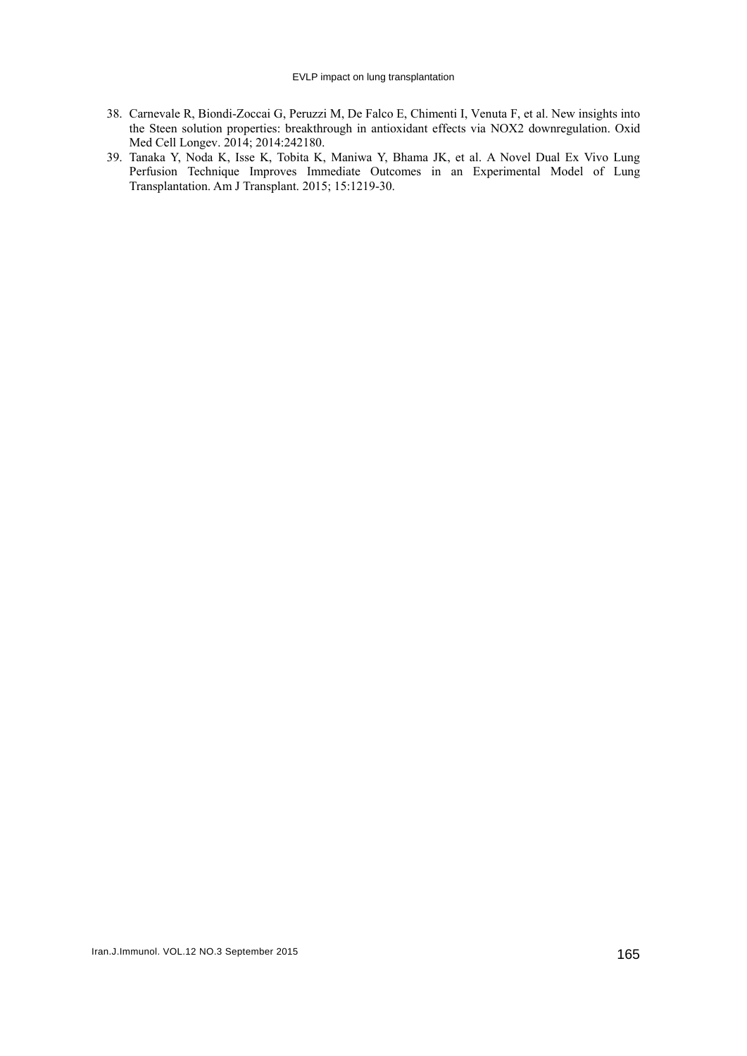38. Carnevale R, Biondi-Zoccai G, Peruzzi M, De Falco E, Chimenti I, Venuta F, et al. New insights into the Steen solution properties: breakthrough in antioxidant effects via NOX2 downregulation. Oxid Med Cell Longev. 2014; 2014:242180.
39. Tanaka Y, Noda K, Isse K, Tobita K, Maniwa Y, Bhama JK, et al. A Novel Dual Ex Vivo Lung Perfusion Technique Improves Immediate Outcomes in an Experimental Model of Lung Transplantation. Am J Transplant. 2015; 15:1219-30.